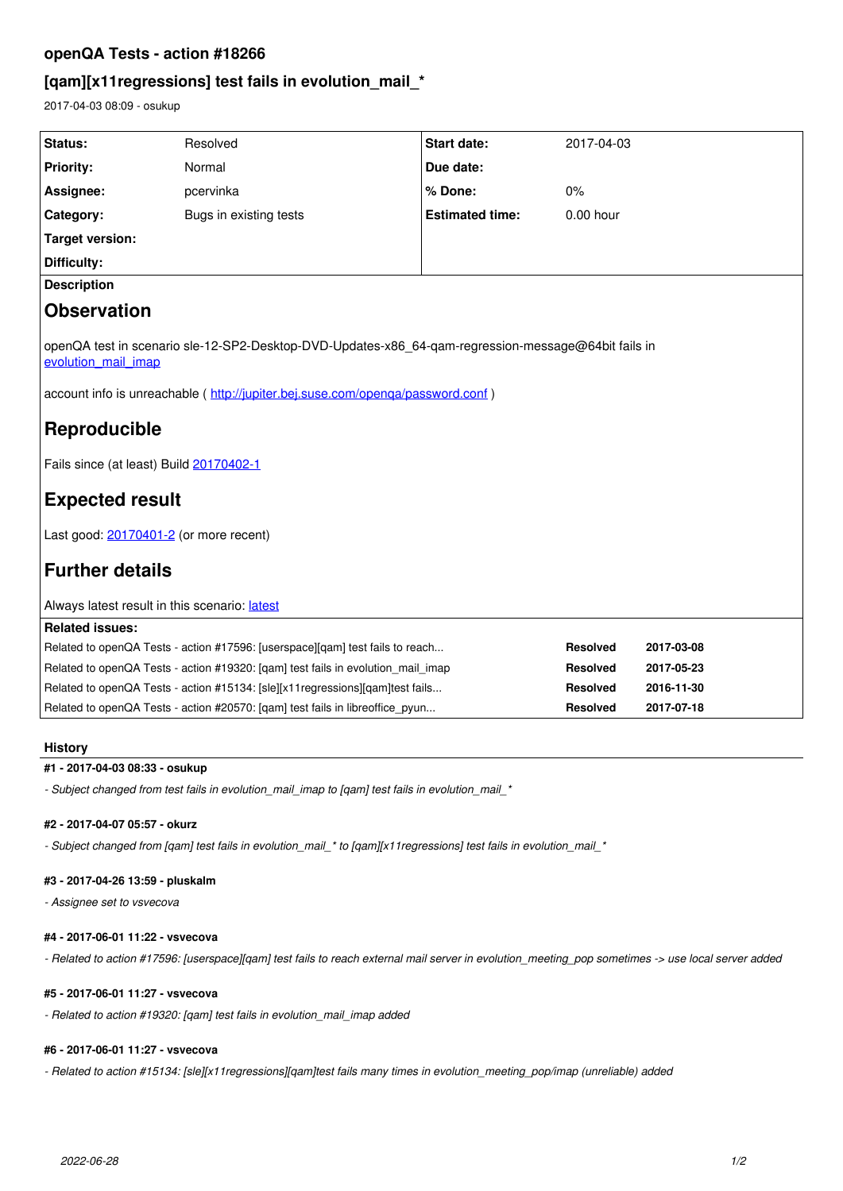# openQA Tests - action #18266

## [qam][x11regressions] test fails in evolution_mail_*

2017-04-03 08:09 - osukup

| | | | |
|---|---|---|---|
| **Status:** | Resolved | **Start date:** | 2017-04-03 |
| **Priority:** | Normal | **Due date:** | |
| **Assignee:** | pcervinka | **% Done:** | 0% |
| **Category:** | Bugs in existing tests | **Estimated time:** | 0.00 hour |
| **Target version:** | | | |
| **Difficulty:** | | | |

**Description**

# Observation

openQA test in scenario sle-12-SP2-Desktop-DVD-Updates-x86_64-qam-regression-message@64bit fails in evolution_mail_imap

account info is unreachable ( http://jupiter.bej.suse.com/openqa/password.conf )

# Reproducible

Fails since (at least) Build 20170402-1

# Expected result

Last good: 20170401-2 (or more recent)

# Further details

Always latest result in this scenario: latest

**Related issues:**

| | | |
|---|---|---|
| Related to openQA Tests - action #17596: [userspace][qam] test fails to reach... | Resolved | 2017-03-08 |
| Related to openQA Tests - action #19320: [qam] test fails in evolution_mail_imap | Resolved | 2017-05-23 |
| Related to openQA Tests - action #15134: [sle][x11regressions][qam]test fails... | Resolved | 2016-11-30 |
| Related to openQA Tests - action #20570: [qam] test fails in libreoffice_pyun... | Resolved | 2017-07-18 |

## History

#### #1 - 2017-04-03 08:33 - osukup

*- Subject changed from test fails in evolution_mail_imap to [qam] test fails in evolution_mail_**

#### #2 - 2017-04-07 05:57 - okurz

*- Subject changed from [qam] test fails in evolution_mail_* to [qam][x11regressions] test fails in evolution_mail_**

#### #3 - 2017-04-26 13:59 - pluskalm

*- Assignee set to vsvecova*

#### #4 - 2017-06-01 11:22 - vsvecova

*- Related to action #17596: [userspace][qam] test fails to reach external mail server in evolution_meeting_pop sometimes -> use local server added*

#### #5 - 2017-06-01 11:27 - vsvecova

*- Related to action #19320: [qam] test fails in evolution_mail_imap added*

#### #6 - 2017-06-01 11:27 - vsvecova

*- Related to action #15134: [sle][x11regressions][qam]test fails many times in evolution_meeting_pop/imap (unreliable) added*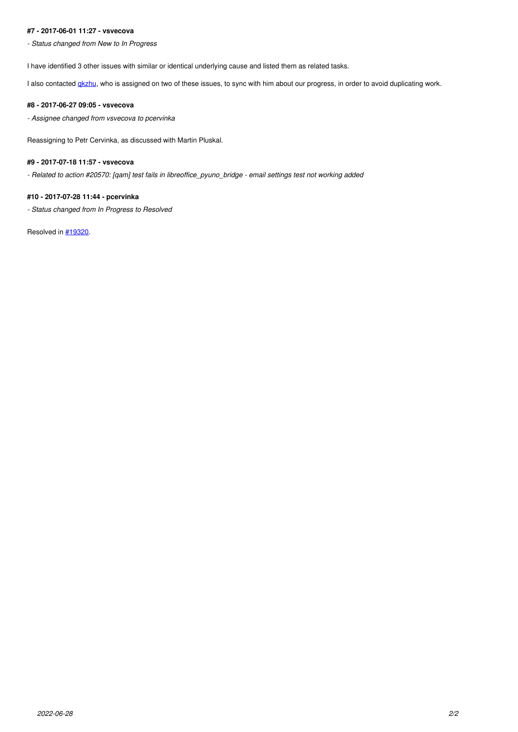#### #7 - 2017-06-01 11:27 - vsvecova

*- Status changed from New to In Progress*

I have identified 3 other issues with similar or identical underlying cause and listed them as related tasks.

I also contacted qkzhu, who is assigned on two of these issues, to sync with him about our progress, in order to avoid duplicating work.

#### #8 - 2017-06-27 09:05 - vsvecova

*- Assignee changed from vsvecova to pcervinka*

Reassigning to Petr Cervinka, as discussed with Martin Pluskal.

#### #9 - 2017-07-18 11:57 - vsvecova

*- Related to action #20570: [qam] test fails in libreoffice_pyuno_bridge - email settings test not working added*

#### #10 - 2017-07-28 11:44 - pcervinka

*- Status changed from In Progress to Resolved*

Resolved in #19320.